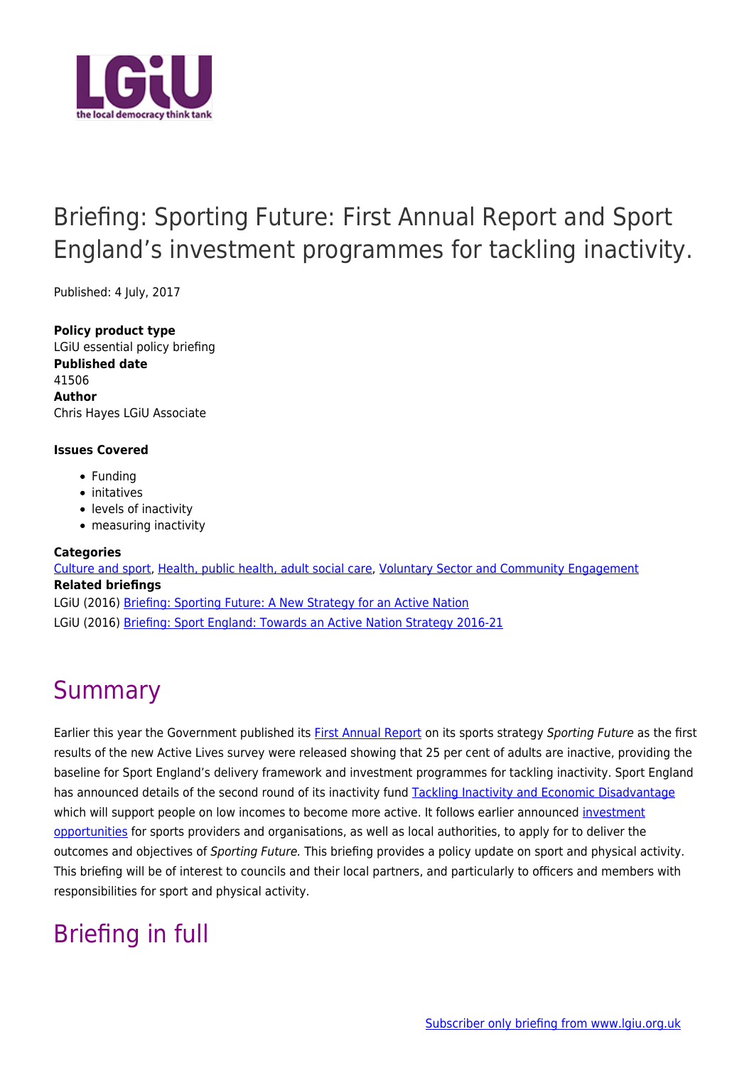# Briefing: Sporting Future: First Annual Report and Sport England's investment programmes for tackling inactivity.

Published: 4 July, 2017

**Policy product type**
LGiU essential policy briefing
**Published date**
41506
**Author**
Chris Hayes LGiU Associate

**Issues Covered**

- Funding
- initatives
- levels of inactivity
- measuring inactivity

**Categories**
Culture and sport, Health, public health, adult social care, Voluntary Sector and Community Engagement
**Related briefings**
LGiU (2016) Briefing: Sporting Future: A New Strategy for an Active Nation
LGiU (2016) Briefing: Sport England: Towards an Active Nation Strategy 2016-21

## Summary

Earlier this year the Government published its First Annual Report on its sports strategy *Sporting Future* as the first results of the new Active Lives survey were released showing that 25 per cent of adults are inactive, providing the baseline for Sport England's delivery framework and investment programmes for tackling inactivity. Sport England has announced details of the second round of its inactivity fund Tackling Inactivity and Economic Disadvantage which will support people on low incomes to become more active. It follows earlier announced investment opportunities for sports providers and organisations, as well as local authorities, to apply for to deliver the outcomes and objectives of *Sporting Future.* This briefing provides a policy update on sport and physical activity. This briefing will be of interest to councils and their local partners, and particularly to officers and members with responsibilities for sport and physical activity.

## Briefing in full

Subscriber only briefing from www.lgiu.org.uk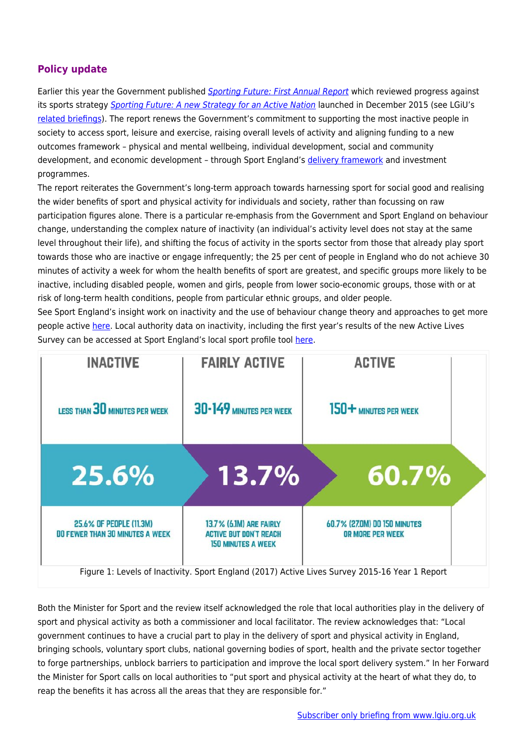## Policy update

Earlier this year the Government published *Sporting Future: First Annual Report* which reviewed progress against its sports strategy *Sporting Future: A new Strategy for an Active Nation* launched in December 2015 (see LGiU's related briefings). The report renews the Government's commitment to supporting the most inactive people in society to access sport, leisure and exercise, raising overall levels of activity and aligning funding to a new outcomes framework – physical and mental wellbeing, individual development, social and community development, and economic development – through Sport England's delivery framework and investment programmes.

The report reiterates the Government's long-term approach towards harnessing sport for social good and realising the wider benefits of sport and physical activity for individuals and society, rather than focussing on raw participation figures alone. There is a particular re-emphasis from the Government and Sport England on behaviour change, understanding the complex nature of inactivity (an individual's activity level does not stay at the same level throughout their life), and shifting the focus of activity in the sports sector from those that already play sport towards those who are inactive or engage infrequently; the 25 per cent of people in England who do not achieve 30 minutes of activity a week for whom the health benefits of sport are greatest, and specific groups more likely to be inactive, including disabled people, women and girls, people from lower socio-economic groups, those with or at risk of long-term health conditions, people from particular ethnic groups, and older people.

See Sport England's insight work on inactivity and the use of behaviour change theory and approaches to get more people active here. Local authority data on inactivity, including the first year's results of the new Active Lives Survey can be accessed at Sport England's local sport profile tool here.

| INACTIVE | FAIRLY ACTIVE | ACTIVE |
|---|---|---|
| LESS THAN 30 MINUTES PER WEEK | 30-149 MINUTES PER WEEK | 150+ MINUTES PER WEEK |
| 25.6% | 13.7% | 60.7% |
| 25.6% OF PEOPLE (11.3M) DO FEWER THAN 30 MINUTES A WEEK | 13.7% (6.1M) ARE FAIRLY ACTIVE BUT DON'T REACH 150 MINUTES A WEEK | 60.7% (27.0M) DO 150 MINUTES OR MORE PER WEEK |

Figure 1: Levels of Inactivity. Sport England (2017) Active Lives Survey 2015-16 Year 1 Report

Both the Minister for Sport and the review itself acknowledged the role that local authorities play in the delivery of sport and physical activity as both a commissioner and local facilitator. The review acknowledges that: "Local government continues to have a crucial part to play in the delivery of sport and physical activity in England, bringing schools, voluntary sport clubs, national governing bodies of sport, health and the private sector together to forge partnerships, unblock barriers to participation and improve the local sport delivery system." In her Forward the Minister for Sport calls on local authorities to "put sport and physical activity at the heart of what they do, to reap the benefits it has across all the areas that they are responsible for."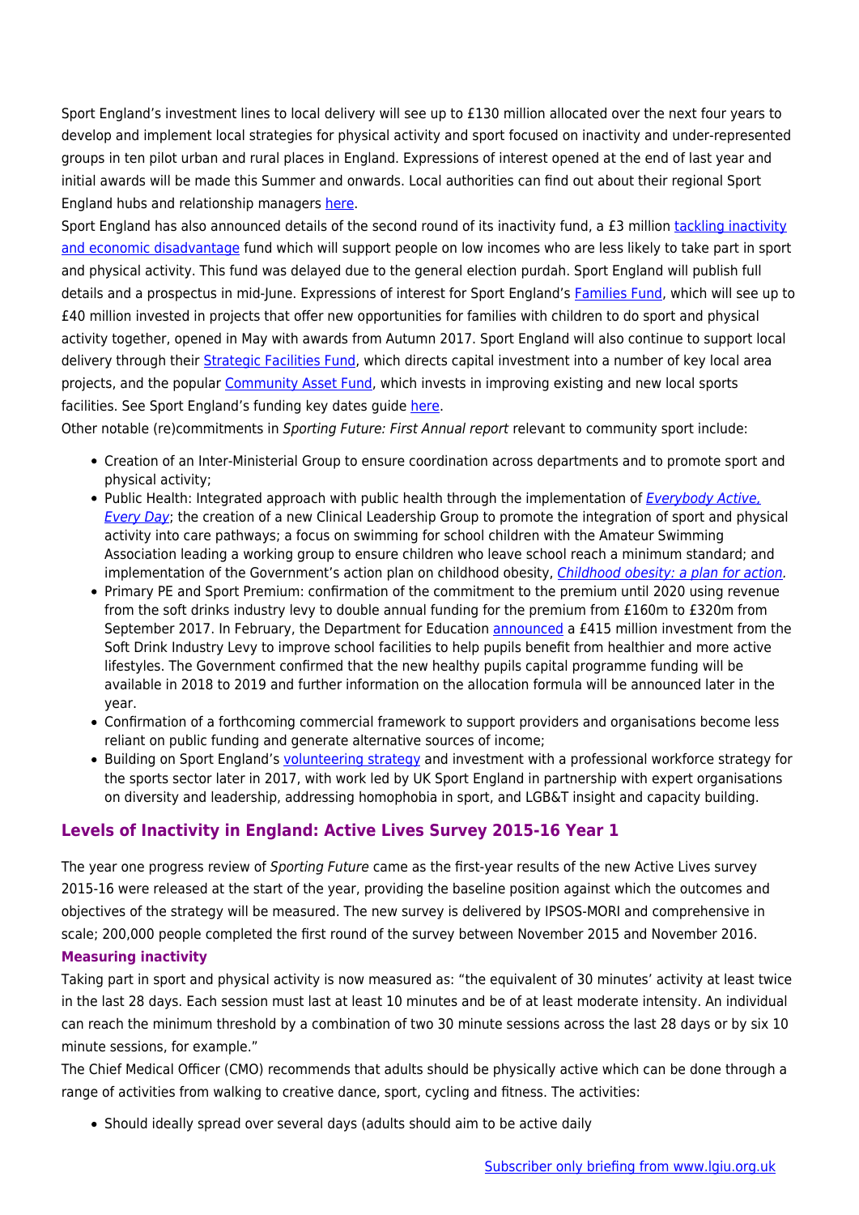Sport England's investment lines to local delivery will see up to £130 million allocated over the next four years to develop and implement local strategies for physical activity and sport focused on inactivity and under-represented groups in ten pilot urban and rural places in England. Expressions of interest opened at the end of last year and initial awards will be made this Summer and onwards. Local authorities can find out about their regional Sport England hubs and relationship managers here.

Sport England has also announced details of the second round of its inactivity fund, a £3 million tackling inactivity and economic disadvantage fund which will support people on low incomes who are less likely to take part in sport and physical activity. This fund was delayed due to the general election purdah. Sport England will publish full details and a prospectus in mid-June. Expressions of interest for Sport England's Families Fund, which will see up to £40 million invested in projects that offer new opportunities for families with children to do sport and physical activity together, opened in May with awards from Autumn 2017. Sport England will also continue to support local delivery through their Strategic Facilities Fund, which directs capital investment into a number of key local area projects, and the popular Community Asset Fund, which invests in improving existing and new local sports facilities. See Sport England's funding key dates guide here.

Other notable (re)commitments in *Sporting Future: First Annual report* relevant to community sport include:

- Creation of an Inter-Ministerial Group to ensure coordination across departments and to promote sport and physical activity;
- Public Health: Integrated approach with public health through the implementation of *Everybody Active, Every Day*; the creation of a new Clinical Leadership Group to promote the integration of sport and physical activity into care pathways; a focus on swimming for school children with the Amateur Swimming Association leading a working group to ensure children who leave school reach a minimum standard; and implementation of the Government's action plan on childhood obesity, *Childhood obesity: a plan for action.*
- Primary PE and Sport Premium: confirmation of the commitment to the premium until 2020 using revenue from the soft drinks industry levy to double annual funding for the premium from £160m to £320m from September 2017. In February, the Department for Education announced a £415 million investment from the Soft Drink Industry Levy to improve school facilities to help pupils benefit from healthier and more active lifestyles. The Government confirmed that the new healthy pupils capital programme funding will be available in 2018 to 2019 and further information on the allocation formula will be announced later in the year.
- Confirmation of a forthcoming commercial framework to support providers and organisations become less reliant on public funding and generate alternative sources of income;
- Building on Sport England's volunteering strategy and investment with a professional workforce strategy for the sports sector later in 2017, with work led by UK Sport England in partnership with expert organisations on diversity and leadership, addressing homophobia in sport, and LGB&T insight and capacity building.

## Levels of Inactivity in England: Active Lives Survey 2015-16 Year 1

The year one progress review of *Sporting Future* came as the first-year results of the new Active Lives survey 2015-16 were released at the start of the year, providing the baseline position against which the outcomes and objectives of the strategy will be measured. The new survey is delivered by IPSOS-MORI and comprehensive in scale; 200,000 people completed the first round of the survey between November 2015 and November 2016.

### Measuring inactivity

Taking part in sport and physical activity is now measured as: "the equivalent of 30 minutes' activity at least twice in the last 28 days. Each session must last at least 10 minutes and be of at least moderate intensity. An individual can reach the minimum threshold by a combination of two 30 minute sessions across the last 28 days or by six 10 minute sessions, for example."

The Chief Medical Officer (CMO) recommends that adults should be physically active which can be done through a range of activities from walking to creative dance, sport, cycling and fitness. The activities:

- Should ideally spread over several days (adults should aim to be active daily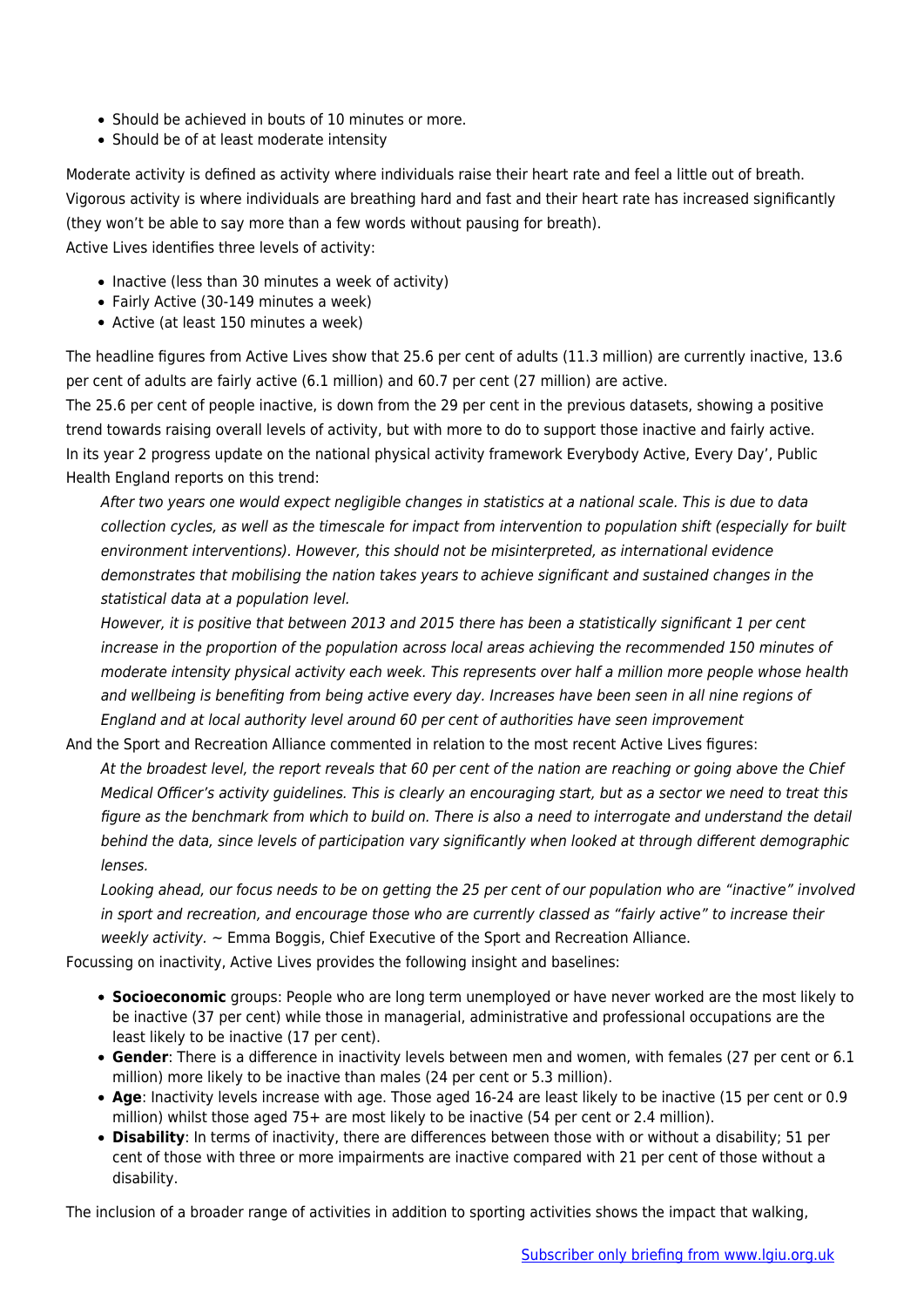- Should be achieved in bouts of 10 minutes or more.
- Should be of at least moderate intensity

Moderate activity is defined as activity where individuals raise their heart rate and feel a little out of breath. Vigorous activity is where individuals are breathing hard and fast and their heart rate has increased significantly (they won't be able to say more than a few words without pausing for breath).

Active Lives identifies three levels of activity:

- Inactive (less than 30 minutes a week of activity)
- Fairly Active (30-149 minutes a week)
- Active (at least 150 minutes a week)

The headline figures from Active Lives show that 25.6 per cent of adults (11.3 million) are currently inactive, 13.6 per cent of adults are fairly active (6.1 million) and 60.7 per cent (27 million) are active.

The 25.6 per cent of people inactive, is down from the 29 per cent in the previous datasets, showing a positive trend towards raising overall levels of activity, but with more to do to support those inactive and fairly active.

In its year 2 progress update on the national physical activity framework Everybody Active, Every Day', Public Health England reports on this trend:

> *After two years one would expect negligible changes in statistics at a national scale. This is due to data collection cycles, as well as the timescale for impact from intervention to population shift (especially for built environment interventions). However, this should not be misinterpreted, as international evidence demonstrates that mobilising the nation takes years to achieve significant and sustained changes in the statistical data at a population level.*
>
> *However, it is positive that between 2013 and 2015 there has been a statistically significant 1 per cent increase in the proportion of the population across local areas achieving the recommended 150 minutes of moderate intensity physical activity each week. This represents over half a million more people whose health and wellbeing is benefiting from being active every day. Increases have been seen in all nine regions of England and at local authority level around 60 per cent of authorities have seen improvement*

And the Sport and Recreation Alliance commented in relation to the most recent Active Lives figures:

> *At the broadest level, the report reveals that 60 per cent of the nation are reaching or going above the Chief Medical Officer's activity guidelines. This is clearly an encouraging start, but as a sector we need to treat this figure as the benchmark from which to build on. There is also a need to interrogate and understand the detail behind the data, since levels of participation vary significantly when looked at through different demographic lenses.*
>
> *Looking ahead, our focus needs to be on getting the 25 per cent of our population who are "inactive" involved in sport and recreation, and encourage those who are currently classed as "fairly active" to increase their weekly activity.* ~ Emma Boggis, Chief Executive of the Sport and Recreation Alliance.

Focussing on inactivity, Active Lives provides the following insight and baselines:

- **Socioeconomic** groups: People who are long term unemployed or have never worked are the most likely to be inactive (37 per cent) while those in managerial, administrative and professional occupations are the least likely to be inactive (17 per cent).
- **Gender**: There is a difference in inactivity levels between men and women, with females (27 per cent or 6.1 million) more likely to be inactive than males (24 per cent or 5.3 million).
- **Age**: Inactivity levels increase with age. Those aged 16-24 are least likely to be inactive (15 per cent or 0.9 million) whilst those aged 75+ are most likely to be inactive (54 per cent or 2.4 million).
- **Disability**: In terms of inactivity, there are differences between those with or without a disability; 51 per cent of those with three or more impairments are inactive compared with 21 per cent of those without a disability.

The inclusion of a broader range of activities in addition to sporting activities shows the impact that walking,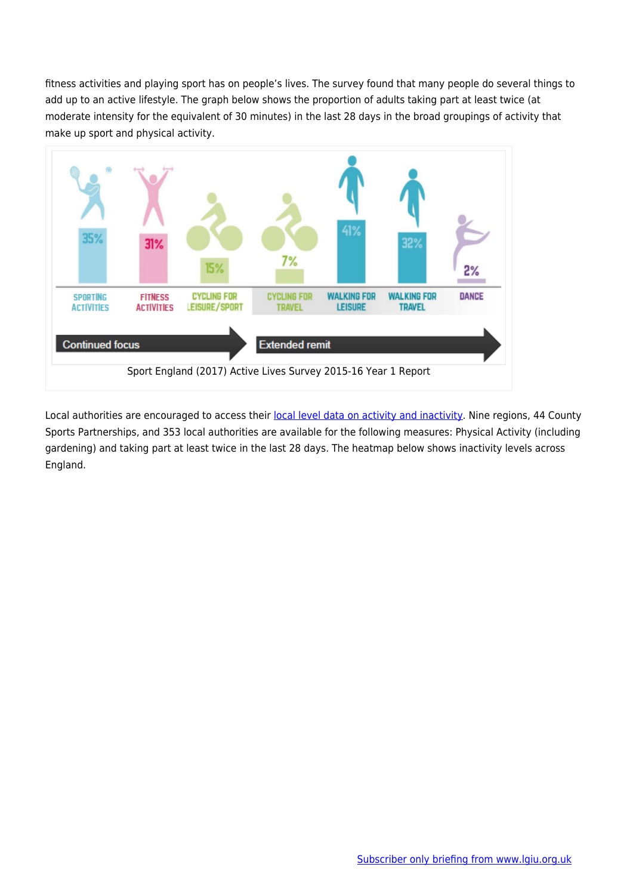fitness activities and playing sport has on people's lives. The survey found that many people do several things to add up to an active lifestyle. The graph below shows the proportion of adults taking part at least twice (at moderate intensity for the equivalent of 30 minutes) in the last 28 days in the broad groupings of activity that make up sport and physical activity.

| Sporting Activities | Fitness Activities | Cycling for Leisure/Sport | Cycling for Travel | Walking for Leisure | Walking for Travel | Dance |
|---|---|---|---|---|---|---|
| 35% | 31% | 15% | 7% | 41% | 32% | 2% |

Continued focus → Extended remit

Sport England (2017) Active Lives Survey 2015-16 Year 1 Report

Local authorities are encouraged to access their local level data on activity and inactivity. Nine regions, 44 County Sports Partnerships, and 353 local authorities are available for the following measures: Physical Activity (including gardening) and taking part at least twice in the last 28 days. The heatmap below shows inactivity levels across England.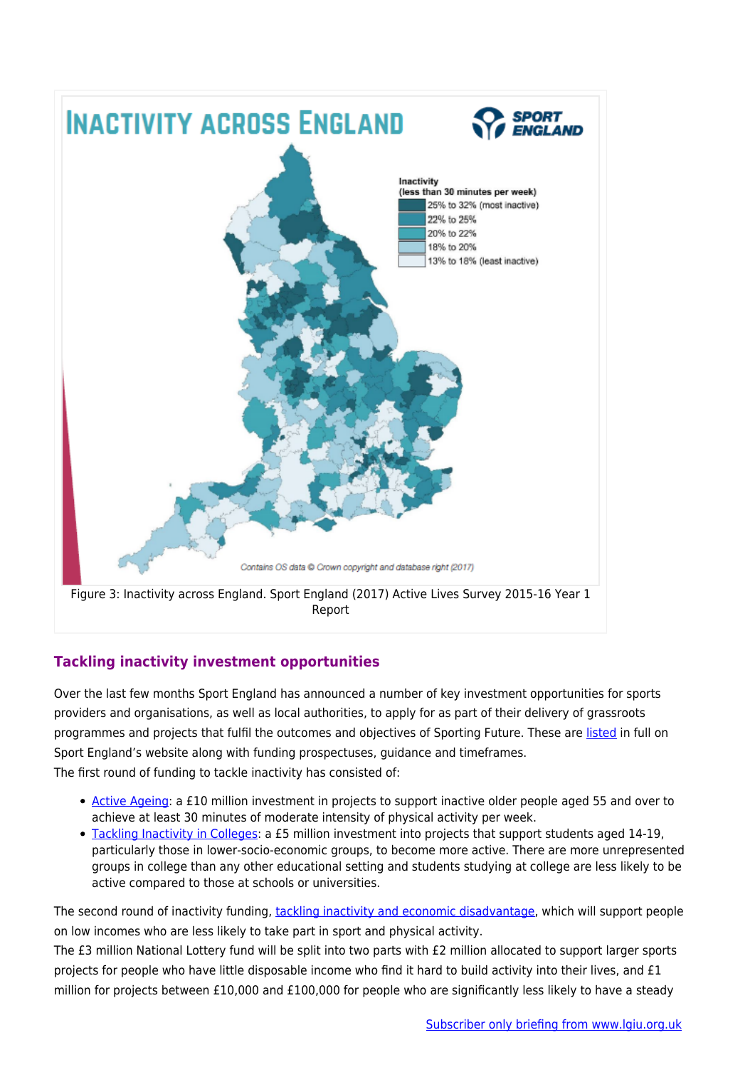Figure 3: Inactivity across England. Sport England (2017) Active Lives Survey 2015-16 Year 1 Report

### Tackling inactivity investment opportunities

Over the last few months Sport England has announced a number of key investment opportunities for sports providers and organisations, as well as local authorities, to apply for as part of their delivery of grassroots programmes and projects that fulfil the outcomes and objectives of Sporting Future. These are listed in full on Sport England's website along with funding prospectuses, guidance and timeframes.

The first round of funding to tackle inactivity has consisted of:

- Active Ageing: a £10 million investment in projects to support inactive older people aged 55 and over to achieve at least 30 minutes of moderate intensity of physical activity per week.
- Tackling Inactivity in Colleges: a £5 million investment into projects that support students aged 14-19, particularly those in lower-socio-economic groups, to become more active. There are more unrepresented groups in college than any other educational setting and students studying at college are less likely to be active compared to those at schools or universities.

The second round of inactivity funding, tackling inactivity and economic disadvantage, which will support people on low incomes who are less likely to take part in sport and physical activity.

The £3 million National Lottery fund will be split into two parts with £2 million allocated to support larger sports projects for people who have little disposable income who find it hard to build activity into their lives, and £1 million for projects between £10,000 and £100,000 for people who are significantly less likely to have a steady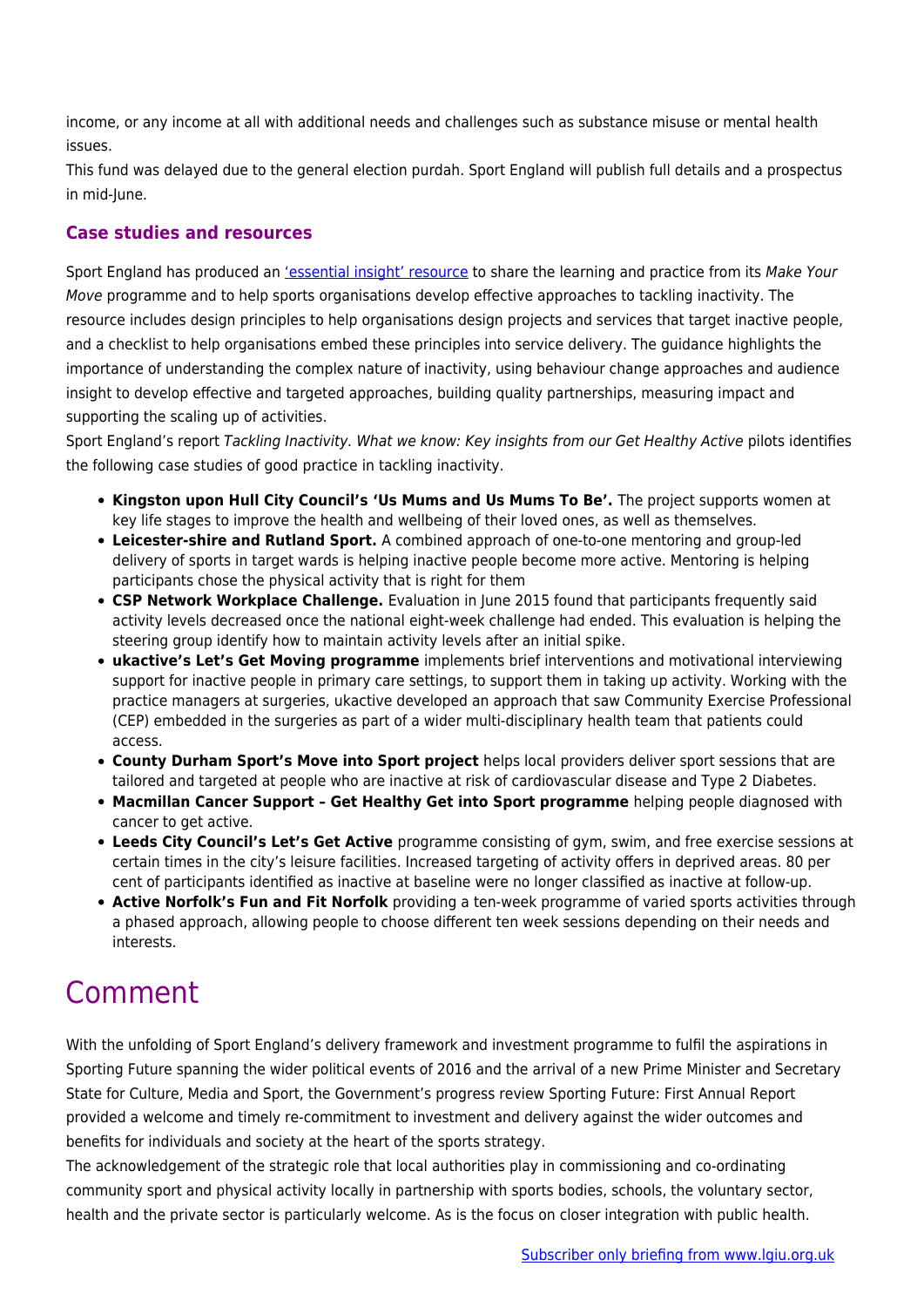income, or any income at all with additional needs and challenges such as substance misuse or mental health issues.

This fund was delayed due to the general election purdah. Sport England will publish full details and a prospectus in mid-June.

### Case studies and resources

Sport England has produced an 'essential insight' resource to share the learning and practice from its *Make Your Move* programme and to help sports organisations develop effective approaches to tackling inactivity. The resource includes design principles to help organisations design projects and services that target inactive people, and a checklist to help organisations embed these principles into service delivery. The guidance highlights the importance of understanding the complex nature of inactivity, using behaviour change approaches and audience insight to develop effective and targeted approaches, building quality partnerships, measuring impact and supporting the scaling up of activities.

Sport England's report *Tackling Inactivity. What we know: Key insights from our Get Healthy Active* pilots identifies the following case studies of good practice in tackling inactivity.

- **Kingston upon Hull City Council's 'Us Mums and Us Mums To Be'.** The project supports women at key life stages to improve the health and wellbeing of their loved ones, as well as themselves.
- **Leicester-shire and Rutland Sport.** A combined approach of one-to-one mentoring and group-led delivery of sports in target wards is helping inactive people become more active. Mentoring is helping participants chose the physical activity that is right for them
- **CSP Network Workplace Challenge.** Evaluation in June 2015 found that participants frequently said activity levels decreased once the national eight-week challenge had ended. This evaluation is helping the steering group identify how to maintain activity levels after an initial spike.
- **ukactive's Let's Get Moving programme** implements brief interventions and motivational interviewing support for inactive people in primary care settings, to support them in taking up activity. Working with the practice managers at surgeries, ukactive developed an approach that saw Community Exercise Professional (CEP) embedded in the surgeries as part of a wider multi-disciplinary health team that patients could access.
- **County Durham Sport's Move into Sport project** helps local providers deliver sport sessions that are tailored and targeted at people who are inactive at risk of cardiovascular disease and Type 2 Diabetes.
- **Macmillan Cancer Support – Get Healthy Get into Sport programme** helping people diagnosed with cancer to get active.
- **Leeds City Council's Let's Get Active** programme consisting of gym, swim, and free exercise sessions at certain times in the city's leisure facilities. Increased targeting of activity offers in deprived areas. 80 per cent of participants identified as inactive at baseline were no longer classified as inactive at follow-up.
- **Active Norfolk's Fun and Fit Norfolk** providing a ten-week programme of varied sports activities through a phased approach, allowing people to choose different ten week sessions depending on their needs and interests.

# Comment

With the unfolding of Sport England's delivery framework and investment programme to fulfil the aspirations in Sporting Future spanning the wider political events of 2016 and the arrival of a new Prime Minister and Secretary State for Culture, Media and Sport, the Government's progress review Sporting Future: First Annual Report provided a welcome and timely re-commitment to investment and delivery against the wider outcomes and benefits for individuals and society at the heart of the sports strategy.

The acknowledgement of the strategic role that local authorities play in commissioning and co-ordinating community sport and physical activity locally in partnership with sports bodies, schools, the voluntary sector, health and the private sector is particularly welcome. As is the focus on closer integration with public health.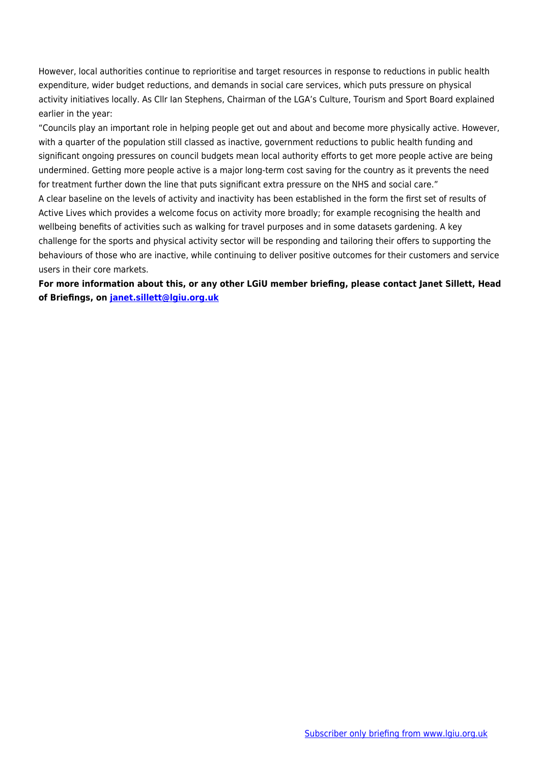However, local authorities continue to reprioritise and target resources in response to reductions in public health expenditure, wider budget reductions, and demands in social care services, which puts pressure on physical activity initiatives locally. As Cllr Ian Stephens, Chairman of the LGA's Culture, Tourism and Sport Board explained earlier in the year:

"Councils play an important role in helping people get out and about and become more physically active. However, with a quarter of the population still classed as inactive, government reductions to public health funding and significant ongoing pressures on council budgets mean local authority efforts to get more people active are being undermined. Getting more people active is a major long-term cost saving for the country as it prevents the need for treatment further down the line that puts significant extra pressure on the NHS and social care."

A clear baseline on the levels of activity and inactivity has been established in the form the first set of results of Active Lives which provides a welcome focus on activity more broadly; for example recognising the health and wellbeing benefits of activities such as walking for travel purposes and in some datasets gardening. A key challenge for the sports and physical activity sector will be responding and tailoring their offers to supporting the behaviours of those who are inactive, while continuing to deliver positive outcomes for their customers and service users in their core markets.

**For more information about this, or any other LGiU member briefing, please contact Janet Sillett, Head of Briefings, on janet.sillett@lgiu.org.uk**